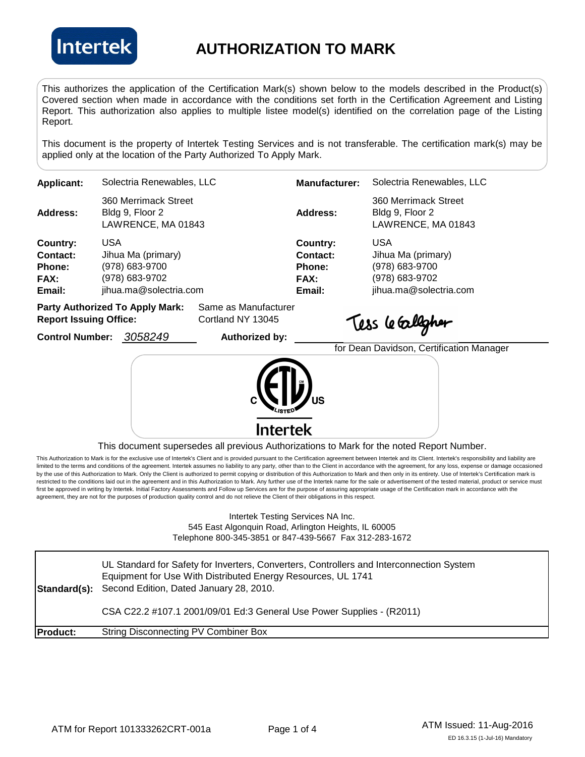# AUTHORIZATION TO MARK

This authorizes the application of the Certification Mark(s) shown below to the models described in the Product(s) Covered section when made in accordance with the conditions set forth in the Certification Agreement and Listing Report. This authorization also applies to multiple listee model(s) identified on the correlation page of the Listing Report.

This document is the property of Intertek Testing Services and is not transferable. The certification mark(s) may be applied only at the location of the Party Authorized To Apply Mark.

| | | | |
|---|---|---|---|
| **Applicant:** | Solectria Renewables, LLC | **Manufacturer:** | Solectria Renewables, LLC |
| **Address:** | 360 Merrimack Street<br>Bldg 9, Floor 2<br>LAWRENCE, MA 01843 | **Address:** | 360 Merrimack Street<br>Bldg 9, Floor 2<br>LAWRENCE, MA 01843 |
| **Country:** | USA | **Country:** | USA |
| **Contact:** | Jihua Ma (primary) | **Contact:** | Jihua Ma (primary) |
| **Phone:** | (978) 683-9700 | **Phone:** | (978) 683-9700 |
| **FAX:** | (978) 683-9702 | **FAX:** | (978) 683-9702 |
| **Email:** | jihua.ma@solectria.com | **Email:** | jihua.ma@solectria.com |

**Party Authorized To Apply Mark:** Same as Manufacturer
**Report Issuing Office:** Cortland NY 13045

**Control Number:** *3058249* **Authorized by:** Tess le Gallagher

for Dean Davidson, Certification Manager

C ETL LISTED US
Intertek

This document supersedes all previous Authorizations to Mark for the noted Report Number.

This Authorization to Mark is for the exclusive use of Intertek's Client and is provided pursuant to the Certification agreement between Intertek and its Client. Intertek's responsibility and liability are limited to the terms and conditions of the agreement. Intertek assumes no liability to any party, other than to the Client in accordance with the agreement, for any loss, expense or damage occasioned by the use of this Authorization to Mark. Only the Client is authorized to permit copying or distribution of this Authorization to Mark and then only in its entirety. Use of Intertek's Certification mark is restricted to the conditions laid out in the agreement and in this Authorization to Mark. Any further use of the Intertek name for the sale or advertisement of the tested material, product or service must first be approved in writing by Intertek. Initial Factory Assessments and Follow up Services are for the purpose of assuring appropriate usage of the Certification mark in accordance with the agreement, they are not for the purposes of production quality control and do not relieve the Client of their obligations in this respect.

Intertek Testing Services NA Inc.
545 East Algonquin Road, Arlington Heights, IL 60005
Telephone 800-345-3851 or 847-439-5667 Fax 312-283-1672

| | |
|---|---|
| **Standard(s):** | UL Standard for Safety for Inverters, Converters, Controllers and Interconnection System Equipment for Use With Distributed Energy Resources, UL 1741 Second Edition, Dated January 28, 2010.<br><br>CSA C22.2 #107.1 2001/09/01 Ed:3 General Use Power Supplies - (R2011) |
| **Product:** | String Disconnecting PV Combiner Box |

ATM for Report 101333262CRT-001a

ATM Issued: 11-Aug-2016

ED 16.3.15 (1-Jul-16) Mandatory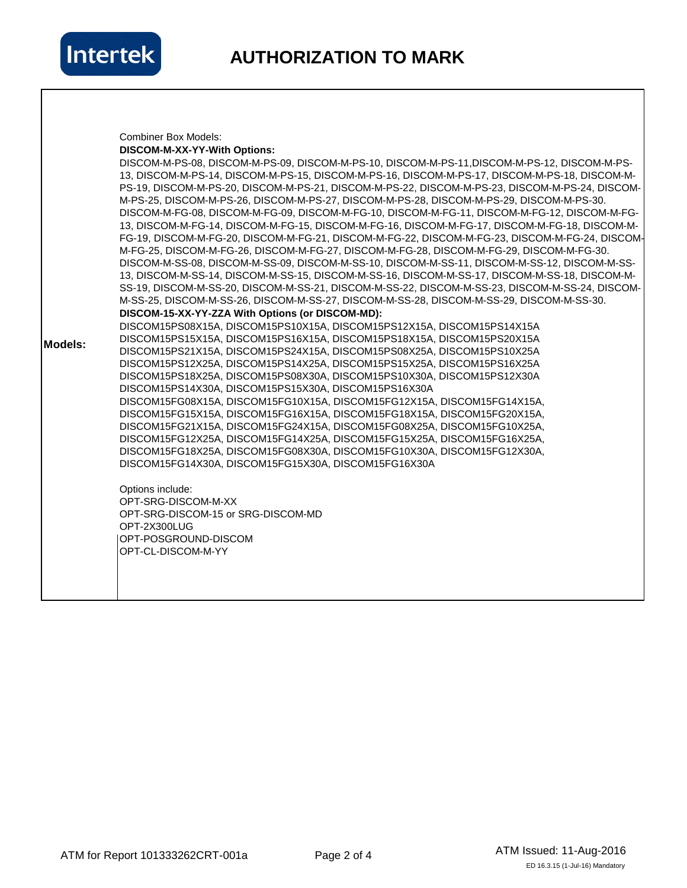# AUTHORIZATION TO MARK

| | |
|---|---|
| **Models:** | Combiner Box Models:<br>**DISCOM-M-XX-YY-With Options:**<br>DISCOM-M-PS-08, DISCOM-M-PS-09, DISCOM-M-PS-10, DISCOM-M-PS-11,DISCOM-M-PS-12, DISCOM-M-PS-13, DISCOM-M-PS-14, DISCOM-M-PS-15, DISCOM-M-PS-16, DISCOM-M-PS-17, DISCOM-M-PS-18, DISCOM-M-PS-19, DISCOM-M-PS-20, DISCOM-M-PS-21, DISCOM-M-PS-22, DISCOM-M-PS-23, DISCOM-M-PS-24, DISCOM-M-PS-25, DISCOM-M-PS-26, DISCOM-M-PS-27, DISCOM-M-PS-28, DISCOM-M-PS-29, DISCOM-M-PS-30.<br>DISCOM-M-FG-08, DISCOM-M-FG-09, DISCOM-M-FG-10, DISCOM-M-FG-11, DISCOM-M-FG-12, DISCOM-M-FG-13, DISCOM-M-FG-14, DISCOM-M-FG-15, DISCOM-M-FG-16, DISCOM-M-FG-17, DISCOM-M-FG-18, DISCOM-M-FG-19, DISCOM-M-FG-20, DISCOM-M-FG-21, DISCOM-M-FG-22, DISCOM-M-FG-23, DISCOM-M-FG-24, DISCOM-M-FG-25, DISCOM-M-FG-26, DISCOM-M-FG-27, DISCOM-M-FG-28, DISCOM-M-FG-29, DISCOM-M-FG-30.<br>DISCOM-M-SS-08, DISCOM-M-SS-09, DISCOM-M-SS-10, DISCOM-M-SS-11, DISCOM-M-SS-12, DISCOM-M-SS-13, DISCOM-M-SS-14, DISCOM-M-SS-15, DISCOM-M-SS-16, DISCOM-M-SS-17, DISCOM-M-SS-18, DISCOM-M-SS-19, DISCOM-M-SS-20, DISCOM-M-SS-21, DISCOM-M-SS-22, DISCOM-M-SS-23, DISCOM-M-SS-24, DISCOM-M-SS-25, DISCOM-M-SS-26, DISCOM-M-SS-27, DISCOM-M-SS-28, DISCOM-M-SS-29, DISCOM-M-SS-30.<br>**DISCOM-15-XX-YY-ZZA With Options (or DISCOM-MD):**<br>DISCOM15PS08X15A, DISCOM15PS10X15A, DISCOM15PS12X15A, DISCOM15PS14X15A<br>DISCOM15PS15X15A, DISCOM15PS16X15A, DISCOM15PS18X15A, DISCOM15PS20X15A<br>DISCOM15PS21X15A, DISCOM15PS24X15A, DISCOM15PS08X25A, DISCOM15PS10X25A<br>DISCOM15PS12X25A, DISCOM15PS14X25A, DISCOM15PS15X25A, DISCOM15PS16X25A<br>DISCOM15PS18X25A, DISCOM15PS08X30A, DISCOM15PS10X30A, DISCOM15PS12X30A<br>DISCOM15PS14X30A, DISCOM15PS15X30A, DISCOM15PS16X30A<br>DISCOM15FG08X15A, DISCOM15FG10X15A, DISCOM15FG12X15A, DISCOM15FG14X15A,<br>DISCOM15FG15X15A, DISCOM15FG16X15A, DISCOM15FG18X15A, DISCOM15FG20X15A,<br>DISCOM15FG21X15A, DISCOM15FG24X15A, DISCOM15FG08X25A, DISCOM15FG10X25A,<br>DISCOM15FG12X25A, DISCOM15FG14X25A, DISCOM15FG15X25A, DISCOM15FG16X25A,<br>DISCOM15FG18X25A, DISCOM15FG08X30A, DISCOM15FG10X30A, DISCOM15FG12X30A,<br>DISCOM15FG14X30A, DISCOM15FG15X30A, DISCOM15FG16X30A<br><br>Options include:<br>OPT-SRG-DISCOM-M-XX<br>OPT-SRG-DISCOM-15 or SRG-DISCOM-MD<br>OPT-2X300LUG<br>OPT-POSGROUND-DISCOM<br>OPT-CL-DISCOM-M-YY |

ATM for Report 101333262CRT-001a

ATM Issued: 11-Aug-2016

ED 16.3.15 (1-Jul-16) Mandatory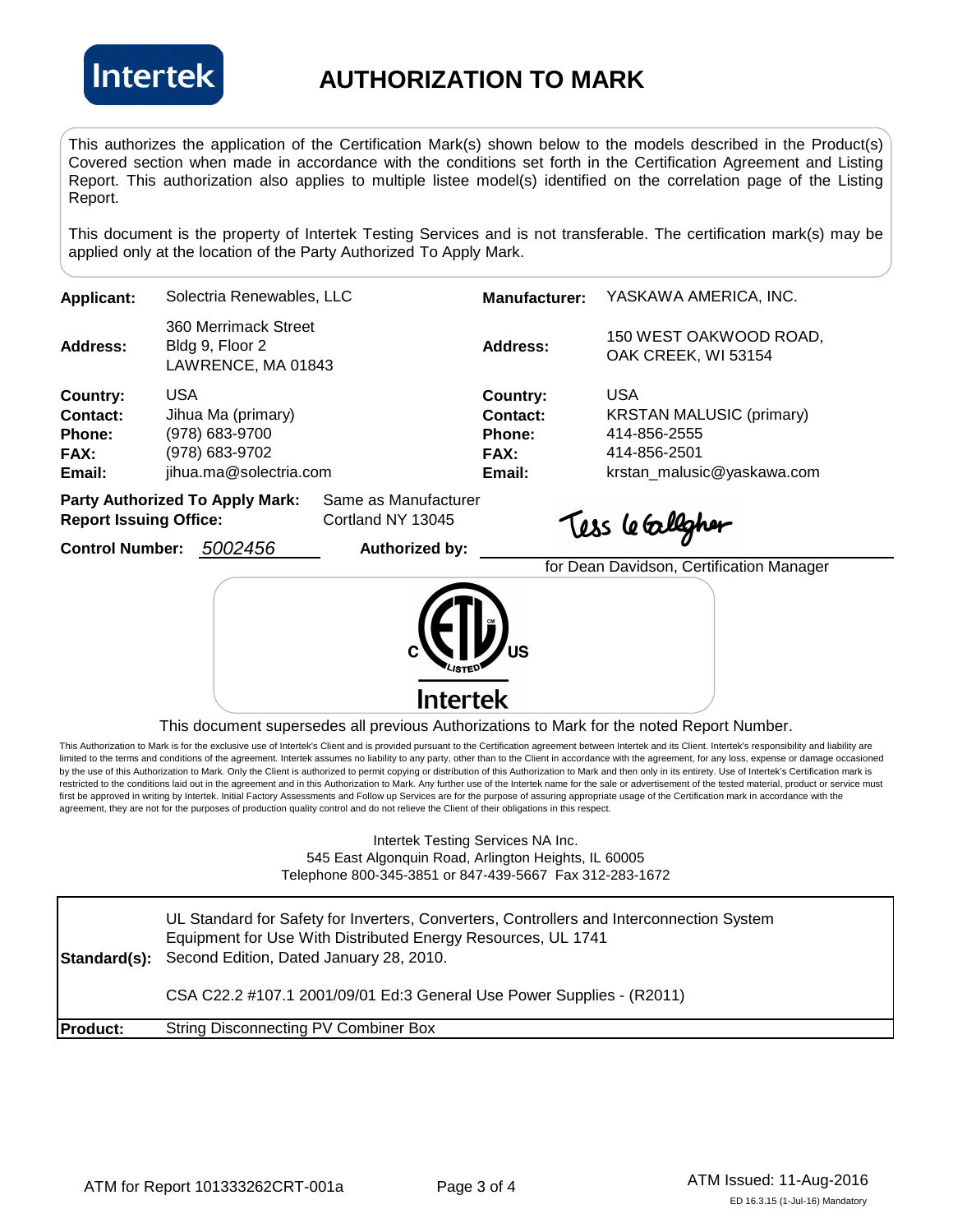# AUTHORIZATION TO MARK

This authorizes the application of the Certification Mark(s) shown below to the models described in the Product(s) Covered section when made in accordance with the conditions set forth in the Certification Agreement and Listing Report. This authorization also applies to multiple listee model(s) identified on the correlation page of the Listing Report.

This document is the property of Intertek Testing Services and is not transferable. The certification mark(s) may be applied only at the location of the Party Authorized To Apply Mark.

| | | | |
|---|---|---|---|
| **Applicant:** | Solectria Renewables, LLC | **Manufacturer:** | YASKAWA AMERICA, INC. |
| **Address:** | 360 Merrimack Street<br>Bldg 9, Floor 2<br>LAWRENCE, MA 01843 | **Address:** | 150 WEST OAKWOOD ROAD,<br>OAK CREEK, WI 53154 |
| **Country:** | USA | **Country:** | USA |
| **Contact:** | Jihua Ma (primary) | **Contact:** | KRSTAN MALUSIC (primary) |
| **Phone:** | (978) 683-9700 | **Phone:** | 414-856-2555 |
| **FAX:** | (978) 683-9702 | **FAX:** | 414-856-2501 |
| **Email:** | jihua.ma@solectria.com | **Email:** | krstan_malusic@yaskawa.com |

**Party Authorized To Apply Mark:** Same as Manufacturer
**Report Issuing Office:** Cortland NY 13045

**Control Number:** *5002456* **Authorized by:** Tess le Gallagher
for Dean Davidson, Certification Manager

C ETL LISTED US — Intertek

This document supersedes all previous Authorizations to Mark for the noted Report Number.

This Authorization to Mark is for the exclusive use of Intertek's Client and is provided pursuant to the Certification agreement between Intertek and its Client. Intertek's responsibility and liability are limited to the terms and conditions of the agreement. Intertek assumes no liability to any party, other than to the Client in accordance with the agreement, for any loss, expense or damage occasioned by the use of this Authorization to Mark. Only the Client is authorized to permit copying or distribution of this Authorization to Mark and then only in its entirety. Use of Intertek's Certification mark is restricted to the conditions laid out in the agreement and in this Authorization to Mark. Any further use of the Intertek name for the sale or advertisement of the tested material, product or service must first be approved in writing by Intertek. Initial Factory Assessments and Follow up Services are for the purpose of assuring appropriate usage of the Certification mark in accordance with the agreement, they are not for the purposes of production quality control and do not relieve the Client of their obligations in this respect.

Intertek Testing Services NA Inc.
545 East Algonquin Road, Arlington Heights, IL 60005
Telephone 800-345-3851 or 847-439-5667 Fax 312-283-1672

| | |
|---|---|
| **Standard(s):** | UL Standard for Safety for Inverters, Converters, Controllers and Interconnection System Equipment for Use With Distributed Energy Resources, UL 1741 Second Edition, Dated January 28, 2010.<br><br>CSA C22.2 #107.1 2001/09/01 Ed:3 General Use Power Supplies - (R2011) |
| **Product:** | String Disconnecting PV Combiner Box |

ATM for Report 101333262CRT-001a

ATM Issued: 11-Aug-2016
ED 16.3.15 (1-Jul-16) Mandatory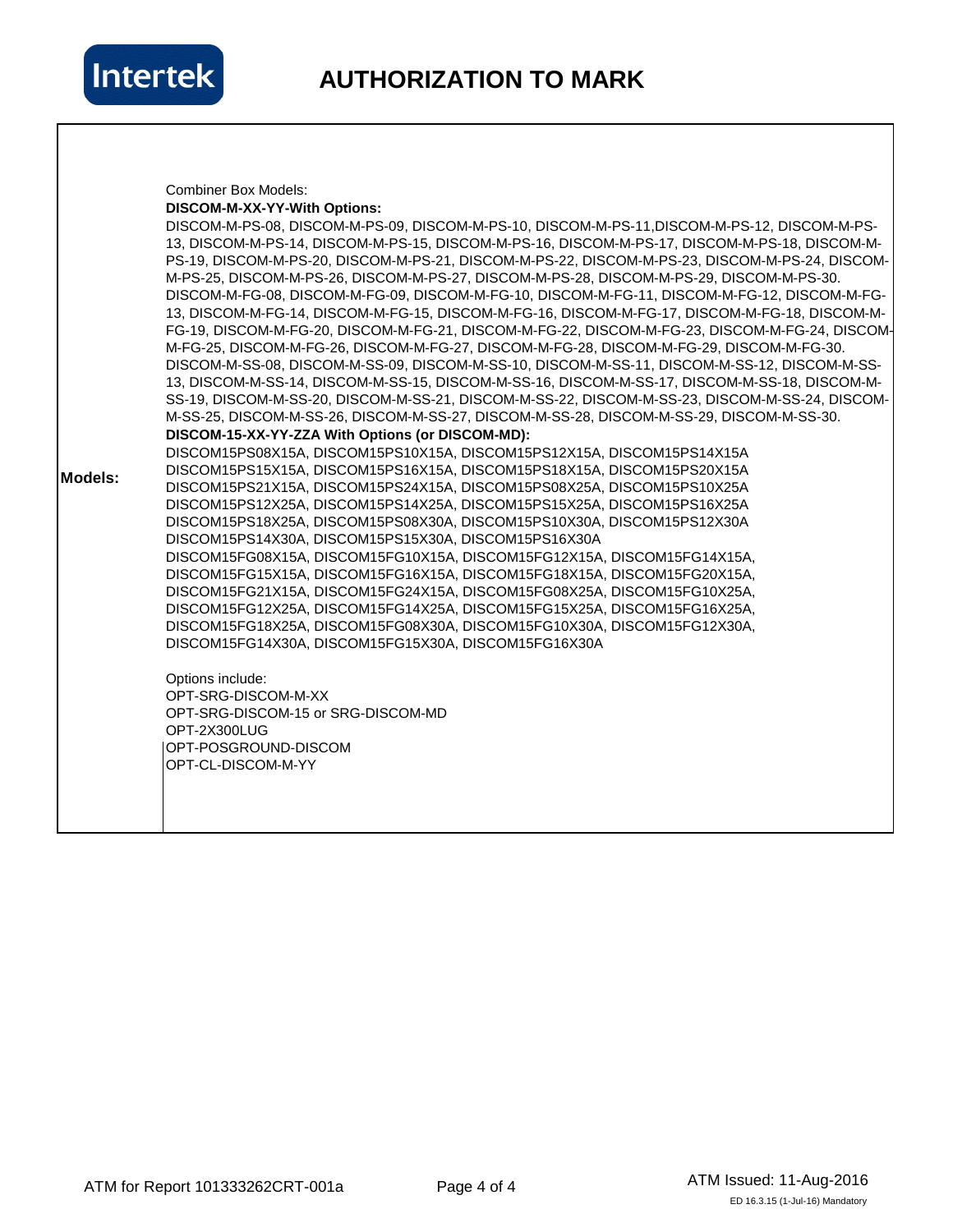# AUTHORIZATION TO MARK

| | |
|---|---|
| **Models:** | Combiner Box Models:<br>**DISCOM-M-XX-YY-With Options:**<br>DISCOM-M-PS-08, DISCOM-M-PS-09, DISCOM-M-PS-10, DISCOM-M-PS-11,DISCOM-M-PS-12, DISCOM-M-PS-13, DISCOM-M-PS-14, DISCOM-M-PS-15, DISCOM-M-PS-16, DISCOM-M-PS-17, DISCOM-M-PS-18, DISCOM-M-PS-19, DISCOM-M-PS-20, DISCOM-M-PS-21, DISCOM-M-PS-22, DISCOM-M-PS-23, DISCOM-M-PS-24, DISCOM-M-PS-25, DISCOM-M-PS-26, DISCOM-M-PS-27, DISCOM-M-PS-28, DISCOM-M-PS-29, DISCOM-M-PS-30.<br>DISCOM-M-FG-08, DISCOM-M-FG-09, DISCOM-M-FG-10, DISCOM-M-FG-11, DISCOM-M-FG-12, DISCOM-M-FG-13, DISCOM-M-FG-14, DISCOM-M-FG-15, DISCOM-M-FG-16, DISCOM-M-FG-17, DISCOM-M-FG-18, DISCOM-M-FG-19, DISCOM-M-FG-20, DISCOM-M-FG-21, DISCOM-M-FG-22, DISCOM-M-FG-23, DISCOM-M-FG-24, DISCOM-M-FG-25, DISCOM-M-FG-26, DISCOM-M-FG-27, DISCOM-M-FG-28, DISCOM-M-FG-29, DISCOM-M-FG-30.<br>DISCOM-M-SS-08, DISCOM-M-SS-09, DISCOM-M-SS-10, DISCOM-M-SS-11, DISCOM-M-SS-12, DISCOM-M-SS-13, DISCOM-M-SS-14, DISCOM-M-SS-15, DISCOM-M-SS-16, DISCOM-M-SS-17, DISCOM-M-SS-18, DISCOM-M-SS-19, DISCOM-M-SS-20, DISCOM-M-SS-21, DISCOM-M-SS-22, DISCOM-M-SS-23, DISCOM-M-SS-24, DISCOM-M-SS-25, DISCOM-M-SS-26, DISCOM-M-SS-27, DISCOM-M-SS-28, DISCOM-M-SS-29, DISCOM-M-SS-30.<br>**DISCOM-15-XX-YY-ZZA With Options (or DISCOM-MD):**<br>DISCOM15PS08X15A, DISCOM15PS10X15A, DISCOM15PS12X15A, DISCOM15PS14X15A<br>DISCOM15PS15X15A, DISCOM15PS16X15A, DISCOM15PS18X15A, DISCOM15PS20X15A<br>DISCOM15PS21X15A, DISCOM15PS24X15A, DISCOM15PS08X25A, DISCOM15PS10X25A<br>DISCOM15PS12X25A, DISCOM15PS14X25A, DISCOM15PS15X25A, DISCOM15PS16X25A<br>DISCOM15PS18X25A, DISCOM15PS08X30A, DISCOM15PS10X30A, DISCOM15PS12X30A<br>DISCOM15PS14X30A, DISCOM15PS15X30A, DISCOM15PS16X30A<br>DISCOM15FG08X15A, DISCOM15FG10X15A, DISCOM15FG12X15A, DISCOM15FG14X15A,<br>DISCOM15FG15X15A, DISCOM15FG16X15A, DISCOM15FG18X15A, DISCOM15FG20X15A,<br>DISCOM15FG21X15A, DISCOM15FG24X15A, DISCOM15FG08X25A, DISCOM15FG10X25A,<br>DISCOM15FG12X25A, DISCOM15FG14X25A, DISCOM15FG15X25A, DISCOM15FG16X25A,<br>DISCOM15FG18X25A, DISCOM15FG08X30A, DISCOM15FG10X30A, DISCOM15FG12X30A,<br>DISCOM15FG14X30A, DISCOM15FG15X30A, DISCOM15FG16X30A<br><br>Options include:<br>OPT-SRG-DISCOM-M-XX<br>OPT-SRG-DISCOM-15 or SRG-DISCOM-MD<br>OPT-2X300LUG<br>OPT-POSGROUND-DISCOM<br>OPT-CL-DISCOM-M-YY |

ATM for Report 101333262CRT-001a

ATM Issued: 11-Aug-2016

ED 16.3.15 (1-Jul-16) Mandatory